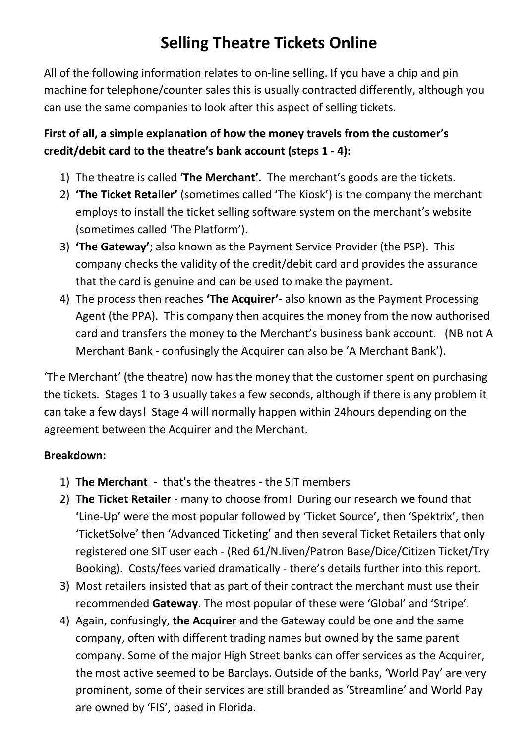# Selling Theatre Tickets Online

All of the following information relates to on-line selling. If you have a chip and pin machine for telephone/counter sales this is usually contracted differently, although you can use the same companies to look after this aspect of selling tickets.

**First of all, a simple explanation of how the money travels from the customer's credit/debit card to the theatre's bank account (steps 1 - 4):**

1) The theatre is called **'The Merchant'**. The merchant's goods are the tickets.
2) **'The Ticket Retailer'** (sometimes called 'The Kiosk') is the company the merchant employs to install the ticket selling software system on the merchant's website (sometimes called 'The Platform').
3) **'The Gateway'**; also known as the Payment Service Provider (the PSP). This company checks the validity of the credit/debit card and provides the assurance that the card is genuine and can be used to make the payment.
4) The process then reaches **'The Acquirer'**- also known as the Payment Processing Agent (the PPA). This company then acquires the money from the now authorised card and transfers the money to the Merchant's business bank account. (NB not A Merchant Bank - confusingly the Acquirer can also be 'A Merchant Bank').

'The Merchant' (the theatre) now has the money that the customer spent on purchasing the tickets. Stages 1 to 3 usually takes a few seconds, although if there is any problem it can take a few days! Stage 4 will normally happen within 24hours depending on the agreement between the Acquirer and the Merchant.

**Breakdown:**

1) **The Merchant** - that's the theatres - the SIT members
2) **The Ticket Retailer** - many to choose from! During our research we found that 'Line-Up' were the most popular followed by 'Ticket Source', then 'Spektrix', then 'TicketSolve' then 'Advanced Ticketing' and then several Ticket Retailers that only registered one SIT user each - (Red 61/N.liven/Patron Base/Dice/Citizen Ticket/Try Booking). Costs/fees varied dramatically - there's details further into this report.
3) Most retailers insisted that as part of their contract the merchant must use their recommended **Gateway**. The most popular of these were 'Global' and 'Stripe'.
4) Again, confusingly, **the Acquirer** and the Gateway could be one and the same company, often with different trading names but owned by the same parent company. Some of the major High Street banks can offer services as the Acquirer, the most active seemed to be Barclays. Outside of the banks, 'World Pay' are very prominent, some of their services are still branded as 'Streamline' and World Pay are owned by 'FIS', based in Florida.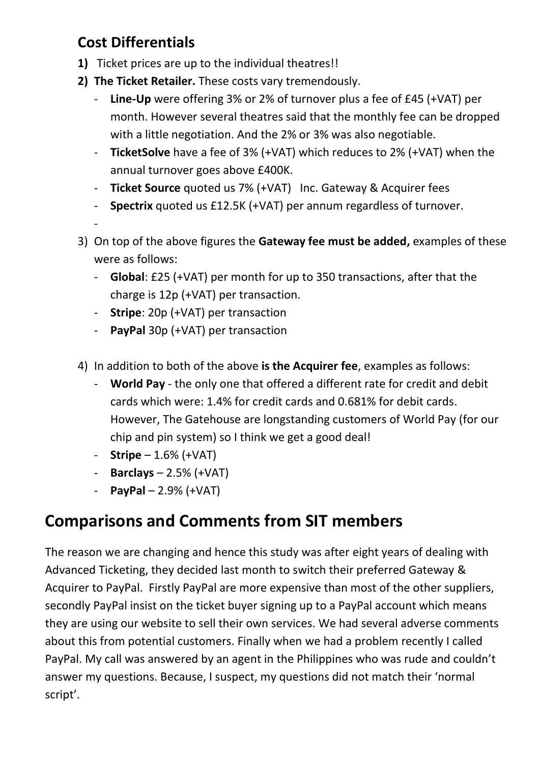## Cost Differentials

1) Ticket prices are up to the individual theatres!!
2) **The Ticket Retailer.** These costs vary tremendously.
   - **Line-Up** were offering 3% or 2% of turnover plus a fee of £45 (+VAT) per month. However several theatres said that the monthly fee can be dropped with a little negotiation. And the 2% or 3% was also negotiable.
   - **TicketSolve** have a fee of 3% (+VAT) which reduces to 2% (+VAT) when the annual turnover goes above £400K.
   - **Ticket Source** quoted us 7% (+VAT) Inc. Gateway & Acquirer fees
   - **Spectrix** quoted us £12.5K (+VAT) per annum regardless of turnover.
   -
3) On top of the above figures the **Gateway fee must be added,** examples of these were as follows:
   - **Global**: £25 (+VAT) per month for up to 350 transactions, after that the charge is 12p (+VAT) per transaction.
   - **Stripe**: 20p (+VAT) per transaction
   - **PayPal** 30p (+VAT) per transaction
4) In addition to both of the above **is the Acquirer fee**, examples as follows:
   - **World Pay** - the only one that offered a different rate for credit and debit cards which were: 1.4% for credit cards and 0.681% for debit cards. However, The Gatehouse are longstanding customers of World Pay (for our chip and pin system) so I think we get a good deal!
   - **Stripe** – 1.6% (+VAT)
   - **Barclays** – 2.5% (+VAT)
   - **PayPal** – 2.9% (+VAT)

# Comparisons and Comments from SIT members

The reason we are changing and hence this study was after eight years of dealing with Advanced Ticketing, they decided last month to switch their preferred Gateway & Acquirer to PayPal. Firstly PayPal are more expensive than most of the other suppliers, secondly PayPal insist on the ticket buyer signing up to a PayPal account which means they are using our website to sell their own services. We had several adverse comments about this from potential customers. Finally when we had a problem recently I called PayPal. My call was answered by an agent in the Philippines who was rude and couldn't answer my questions. Because, I suspect, my questions did not match their 'normal script'.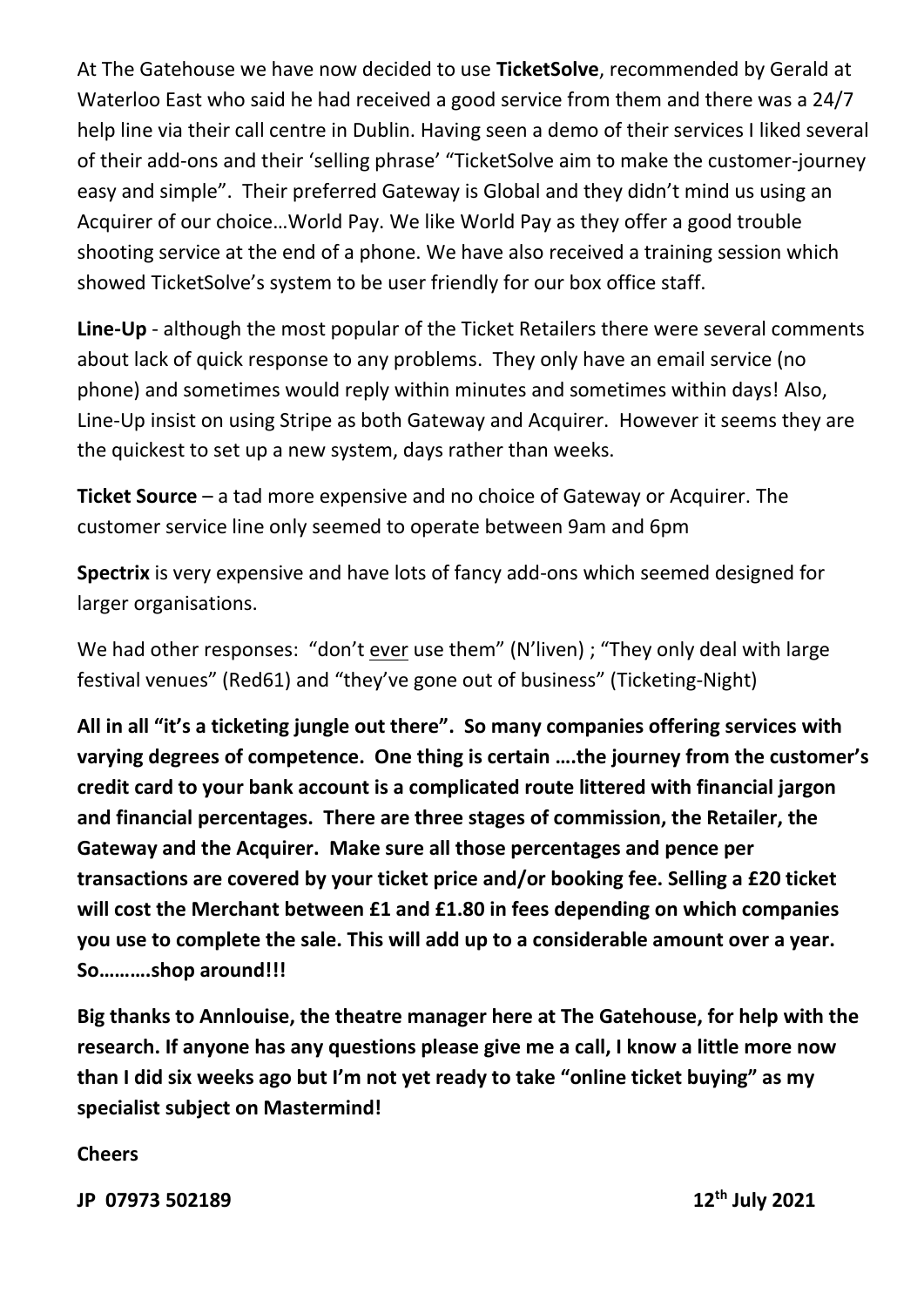At The Gatehouse we have now decided to use **TicketSolve**, recommended by Gerald at Waterloo East who said he had received a good service from them and there was a 24/7 help line via their call centre in Dublin. Having seen a demo of their services I liked several of their add-ons and their 'selling phrase' "TicketSolve aim to make the customer-journey easy and simple". Their preferred Gateway is Global and they didn't mind us using an Acquirer of our choice…World Pay. We like World Pay as they offer a good trouble shooting service at the end of a phone. We have also received a training session which showed TicketSolve's system to be user friendly for our box office staff.

**Line-Up** - although the most popular of the Ticket Retailers there were several comments about lack of quick response to any problems. They only have an email service (no phone) and sometimes would reply within minutes and sometimes within days! Also, Line-Up insist on using Stripe as both Gateway and Acquirer. However it seems they are the quickest to set up a new system, days rather than weeks.

**Ticket Source** – a tad more expensive and no choice of Gateway or Acquirer. The customer service line only seemed to operate between 9am and 6pm

**Spectrix** is very expensive and have lots of fancy add-ons which seemed designed for larger organisations.

We had other responses: "don't <u>ever</u> use them" (N'liven) ; "They only deal with large festival venues" (Red61) and "they've gone out of business" (Ticketing-Night)

**All in all "it's a ticketing jungle out there". So many companies offering services with varying degrees of competence. One thing is certain ….the journey from the customer's credit card to your bank account is a complicated route littered with financial jargon and financial percentages. There are three stages of commission, the Retailer, the Gateway and the Acquirer. Make sure all those percentages and pence per transactions are covered by your ticket price and/or booking fee. Selling a £20 ticket will cost the Merchant between £1 and £1.80 in fees depending on which companies you use to complete the sale. This will add up to a considerable amount over a year. So……….shop around!!!**

**Big thanks to Annlouise, the theatre manager here at The Gatehouse, for help with the research. If anyone has any questions please give me a call, I know a little more now than I did six weeks ago but I'm not yet ready to take "online ticket buying" as my specialist subject on Mastermind!**

**Cheers**

**JP 07973 502189** **12th July 2021**